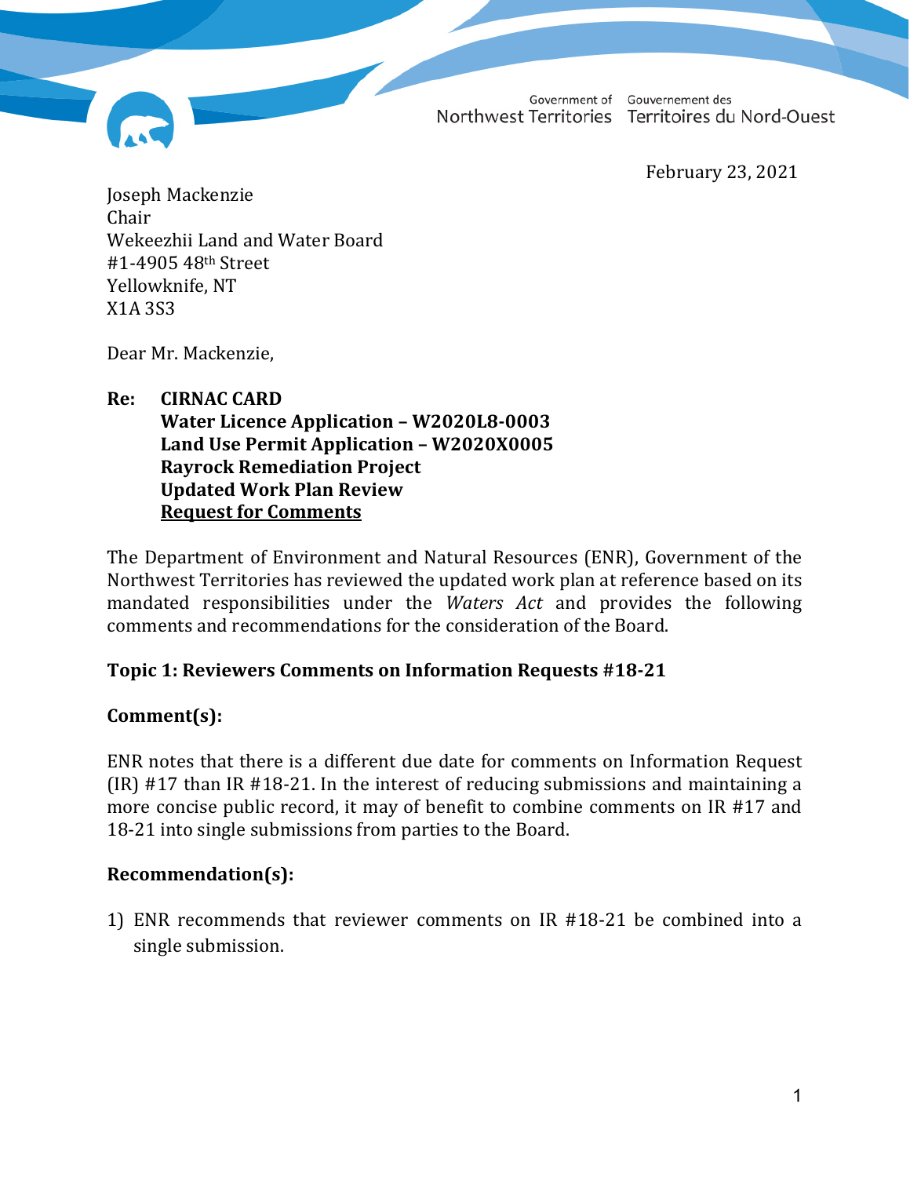Government of Northwest Territories | Gouvernement des Territoires du Nord-Ouest

February 23, 2021

Joseph Mackenzie
Chair
Wekeezhii Land and Water Board
#1-4905 48th Street
Yellowknife, NT
X1A 3S3

Dear Mr. Mackenzie,

**Re: CIRNAC CARD**
**Water Licence Application – W2020L8-0003**
**Land Use Permit Application – W2020X0005**
**Rayrock Remediation Project**
**Updated Work Plan Review**
**Request for Comments**

The Department of Environment and Natural Resources (ENR), Government of the Northwest Territories has reviewed the updated work plan at reference based on its mandated responsibilities under the *Waters Act* and provides the following comments and recommendations for the consideration of the Board.

**Topic 1: Reviewers Comments on Information Requests #18-21**

**Comment(s):**

ENR notes that there is a different due date for comments on Information Request (IR) #17 than IR #18-21. In the interest of reducing submissions and maintaining a more concise public record, it may of benefit to combine comments on IR #17 and 18-21 into single submissions from parties to the Board.

**Recommendation(s):**

1) ENR recommends that reviewer comments on IR #18-21 be combined into a single submission.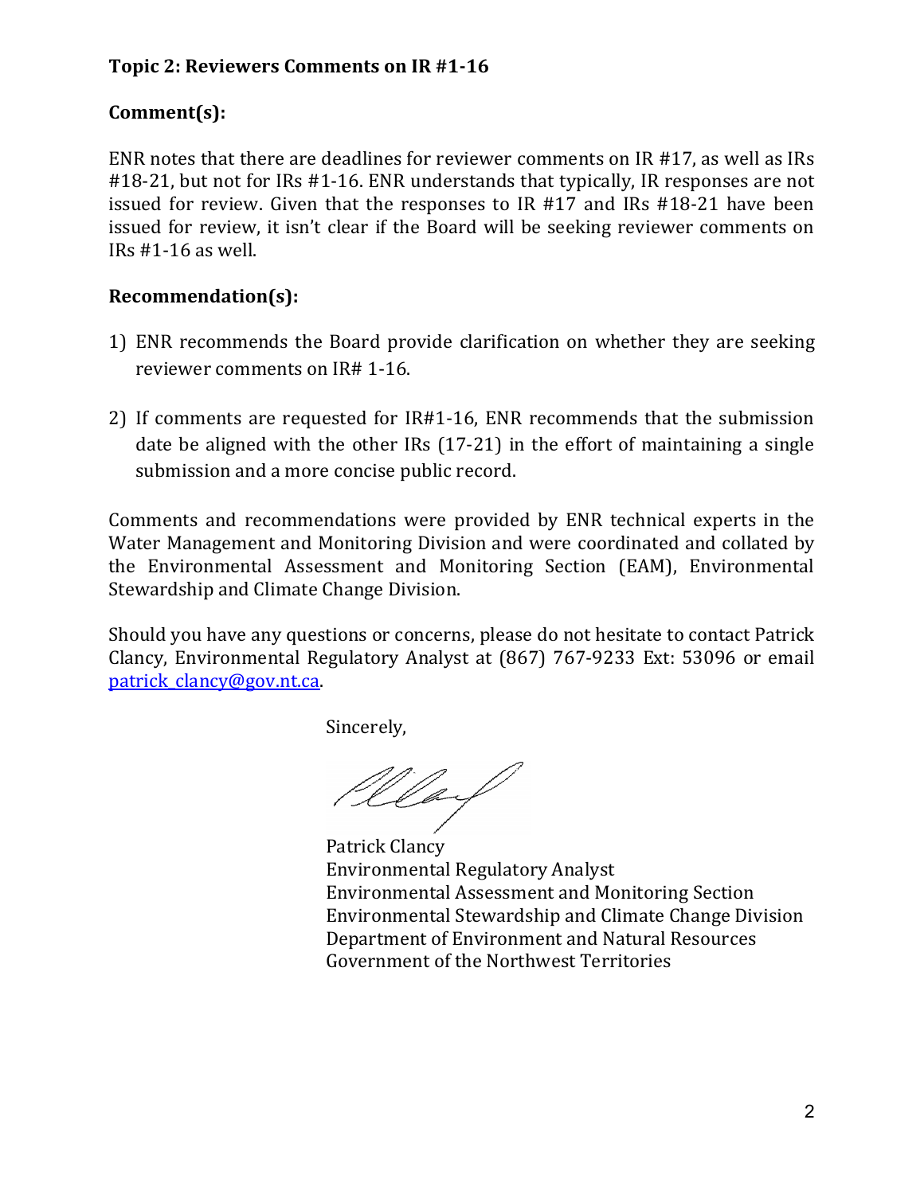**Topic 2: Reviewers Comments on IR #1-16**

**Comment(s):**

ENR notes that there are deadlines for reviewer comments on IR #17, as well as IRs #18-21, but not for IRs #1-16. ENR understands that typically, IR responses are not issued for review. Given that the responses to IR #17 and IRs #18-21 have been issued for review, it isn't clear if the Board will be seeking reviewer comments on IRs #1-16 as well.

**Recommendation(s):**

1) ENR recommends the Board provide clarification on whether they are seeking reviewer comments on IR# 1-16.

2) If comments are requested for IR#1-16, ENR recommends that the submission date be aligned with the other IRs (17-21) in the effort of maintaining a single submission and a more concise public record.

Comments and recommendations were provided by ENR technical experts in the Water Management and Monitoring Division and were coordinated and collated by the Environmental Assessment and Monitoring Section (EAM), Environmental Stewardship and Climate Change Division.

Should you have any questions or concerns, please do not hesitate to contact Patrick Clancy, Environmental Regulatory Analyst at (867) 767-9233 Ext: 53096 or email patrick_clancy@gov.nt.ca.

Sincerely,

Patrick Clancy
Environmental Regulatory Analyst
Environmental Assessment and Monitoring Section
Environmental Stewardship and Climate Change Division
Department of Environment and Natural Resources
Government of the Northwest Territories